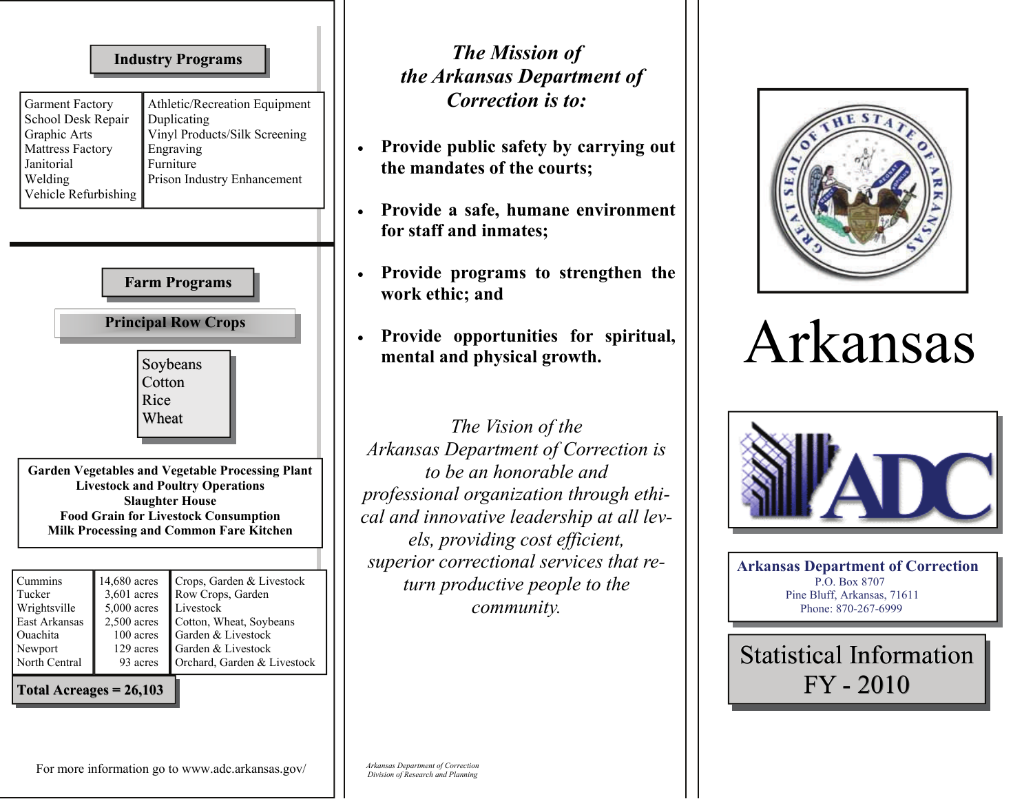## Industry Programs

| | |
|---|---|
| Garment Factory | Athletic/Recreation Equipment |
| School Desk Repair | Duplicating |
| Graphic Arts | Vinyl Products/Silk Screening |
| Mattress Factory | Engraving |
| Janitorial | Furniture |
| Welding | Prison Industry Enhancement |
| Vehicle Refurbishing | |

## Farm Programs

### Principal Row Crops

- Soybeans
- Cotton
- Rice
- Wheat

**Garden Vegetables and Vegetable Processing Plant**
**Livestock and Poultry Operations**
**Slaughter House**
**Food Grain for Livestock Consumption**
**Milk Processing and Common Fare Kitchen**

| | | |
|---|---|---|
| Cummins | 14,680 acres | Crops, Garden & Livestock |
| Tucker | 3,601 acres | Row Crops, Garden |
| Wrightsville | 5,000 acres | Livestock |
| East Arkansas | 2,500 acres | Cotton, Wheat, Soybeans |
| Ouachita | 100 acres | Garden & Livestock |
| Newport | 129 acres | Garden & Livestock |
| North Central | 93 acres | Orchard, Garden & Livestock |

**Total Acreages = 26,103**

For more information go to www.adc.arkansas.gov/

## *The Mission of the Arkansas Department of Correction is to:*

- **Provide public safety by carrying out the mandates of the courts;**
- **Provide a safe, humane environment for staff and inmates;**
- **Provide programs to strengthen the work ethic; and**
- **Provide opportunities for spiritual, mental and physical growth.**

*The Vision of the Arkansas Department of Correction is to be an honorable and professional organization through ethical and innovative leadership at all levels, providing cost efficient, superior correctional services that return productive people to the community.*

*Arkansas Department of Correction*
*Division of Research and Planning*

# Arkansas

ADC

**Arkansas Department of Correction**
P.O. Box 8707
Pine Bluff, Arkansas, 71611
Phone: 870-267-6999

## Statistical Information FY - 2010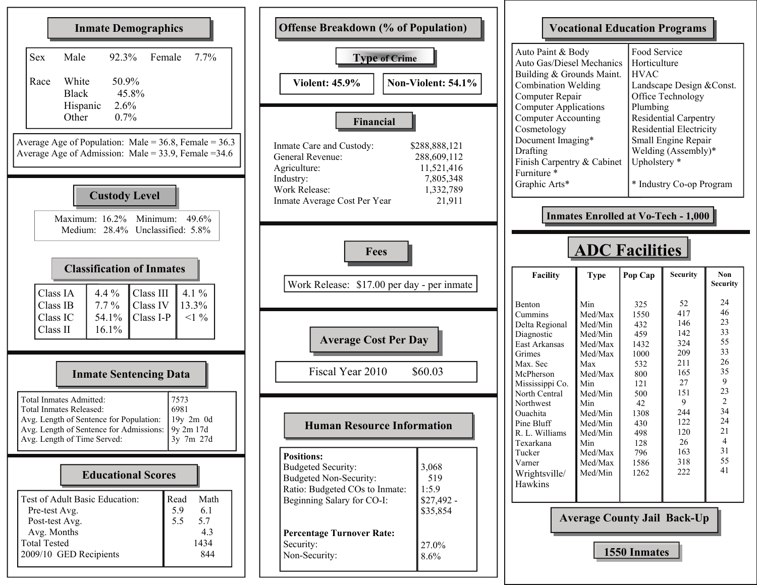## Inmate Demographics

| | | | | |
|---|---|---|---|---|
| Sex | Male | 92.3% | Female | 7.7% |
| Race | White | 50.9% | | |
| | Black | 45.8% | | |
| | Hispanic | 2.6% | | |
| | Other | 0.7% | | |

Average Age of Population: Male = 36.8, Female = 36.3
Average Age of Admission: Male = 33.9, Female =34.6

## Custody Level

| | | | |
|---|---|---|---|
| Maximum: | 16.2% | Minimum: | 49.6% |
| Medium: | 28.4% | Unclassified: | 5.8% |

## Classification of Inmates

| | | | |
|---|---|---|---|
| Class IA | 4.4 % | Class III | 4.1 % |
| Class IB | 7.7 % | Class IV | 13.3% |
| Class IC | 54.1% | Class I-P | <1 % |
| Class II | 16.1% | | |

## Inmate Sentencing Data

| | |
|---|---|
| Total Inmates Admitted: | 7573 |
| Total Inmates Released: | 6981 |
| Avg. Length of Sentence for Population: | 19y 2m 0d |
| Avg. Length of Sentence for Admissions: | 9y 2m 17d |
| Avg. Length of Time Served: | 3y 7m 27d |

## Educational Scores

| | Read | Math |
|---|---|---|
| Test of Adult Basic Education: | | |
| Pre-test Avg. | 5.9 | 6.1 |
| Post-test Avg. | 5.5 | 5.7 |
| Avg. Months | | 4.3 |
| Total Tested | | 1434 |
| 2009/10 GED Recipients | | 844 |

## Offense Breakdown (% of Population)

**Type of Crime**

**Violent: 45.9%** | **Non-Violent: 54.1%**

## Financial

| | |
|---|---|
| Inmate Care and Custody: | $288,888,121 |
| General Revenue: | 288,609,112 |
| Agriculture: | 11,521,416 |
| Industry: | 7,805,348 |
| Work Release: | 1,332,789 |
| Inmate Average Cost Per Year | 21,911 |

## Fees

Work Release: $17.00 per day - per inmate

## Average Cost Per Day

Fiscal Year 2010 $60.03

## Human Resource Information

| | |
|---|---|
| **Positions:** | |
| Budgeted Security: | 3,068 |
| Budgeted Non-Security: | 519 |
| Ratio: Budgeted COs to Inmate: | 1:5.9 |
| Beginning Salary for CO-I: | $27,492 - $35,854 |
| **Percentage Turnover Rate:** | |
| Security: | 27.0% |
| Non-Security: | 8.6% |

## Vocational Education Programs

| | |
|---|---|
| Auto Paint & Body | Food Service |
| Auto Gas/Diesel Mechanics | Horticulture |
| Building & Grounds Maint. | HVAC |
| Combination Welding | Landscape Design &Const. |
| Computer Repair | Office Technology |
| Computer Applications | Plumbing |
| Computer Accounting | Residential Carpentry |
| Cosmetology | Residential Electricity |
| Document Imaging* | Small Engine Repair |
| Drafting | Welding (Assembly)* |
| Finish Carpentry & Cabinet Furniture * | Upholstery * |
| Graphic Arts* | * Industry Co-op Program |

**Inmates Enrolled at Vo-Tech - 1,000**

## ADC Facilities

| Facility | Type | Pop Cap | Security | Non Security |
|---|---|---|---|---|
| Benton | Min | 325 | 52 | 24 |
| Cummins | Med/Max | 1550 | 417 | 46 |
| Delta Regional | Med/Min | 432 | 146 | 23 |
| Diagnostic | Med/Min | 459 | 142 | 33 |
| East Arkansas | Med/Max | 1432 | 324 | 55 |
| Grimes | Med/Max | 1000 | 209 | 33 |
| Max. Sec | Max | 532 | 211 | 26 |
| McPherson | Med/Max | 800 | 165 | 35 |
| Mississippi Co. | Min | 121 | 27 | 9 |
| North Central | Med/Min | 500 | 151 | 23 |
| Northwest | Min | 42 | 9 | 2 |
| Ouachita | Med/Min | 1308 | 244 | 34 |
| Pine Bluff | Med/Min | 430 | 122 | 24 |
| R. L. Williams | Med/Min | 498 | 120 | 21 |
| Texarkana | Min | 128 | 26 | 4 |
| Tucker | Med/Max | 796 | 163 | 31 |
| Varner | Med/Max | 1586 | 318 | 55 |
| Wrightsville/ Hawkins | Med/Min | 1262 | 222 | 41 |

## Average County Jail Back-Up

**1550 Inmates**